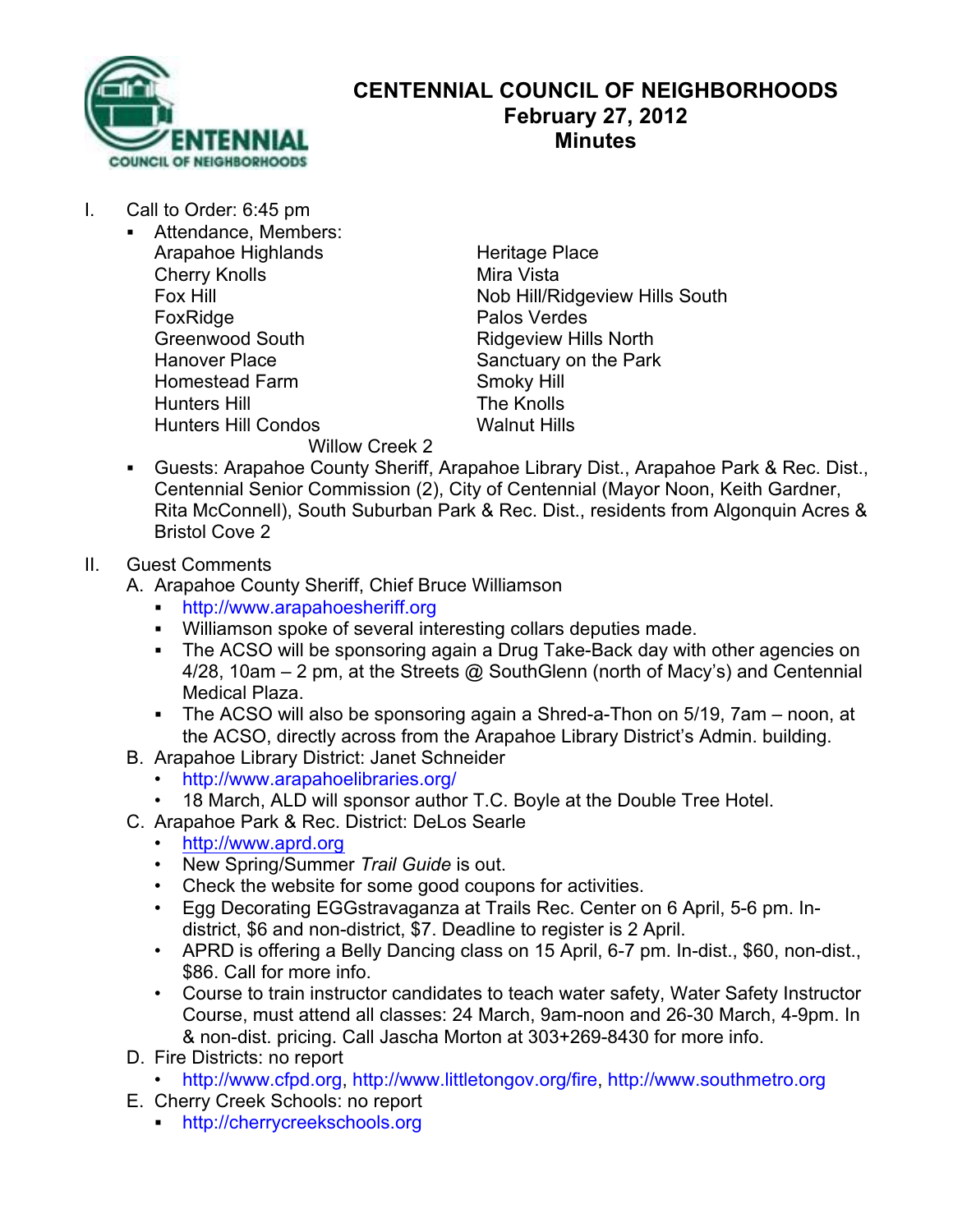# CENTENNIAL COUNCIL OF NEIGHBORHOODS
## February 27, 2012
## Minutes

I. Call to Order: 6:45 pm

- Attendance, Members:
  - Arapahoe Highlands
  - Cherry Knolls
  - Fox Hill
  - FoxRidge
  - Greenwood South
  - Hanover Place
  - Homestead Farm
  - Hunters Hill
  - Hunters Hill Condos
  - Heritage Place
  - Mira Vista
  - Nob Hill/Ridgeview Hills South
  - Palos Verdes
  - Ridgeview Hills North
  - Sanctuary on the Park
  - Smoky Hill
  - The Knolls
  - Walnut Hills
  - Willow Creek 2
- Guests: Arapahoe County Sheriff, Arapahoe Library Dist., Arapahoe Park & Rec. Dist., Centennial Senior Commission (2), City of Centennial (Mayor Noon, Keith Gardner, Rita McConnell), South Suburban Park & Rec. Dist., residents from Algonquin Acres & Bristol Cove 2

II. Guest Comments

A. Arapahoe County Sheriff, Chief Bruce Williamson
- http://www.arapahoesheriff.org
- Williamson spoke of several interesting collars deputies made.
- The ACSO will be sponsoring again a Drug Take-Back day with other agencies on 4/28, 10am – 2 pm, at the Streets @ SouthGlenn (north of Macy's) and Centennial Medical Plaza.
- The ACSO will also be sponsoring again a Shred-a-Thon on 5/19, 7am – noon, at the ACSO, directly across from the Arapahoe Library District's Admin. building.

B. Arapahoe Library District: Janet Schneider
- http://www.arapahoelibraries.org/
- 18 March, ALD will sponsor author T.C. Boyle at the Double Tree Hotel.

C. Arapahoe Park & Rec. District: DeLos Searle
- http://www.aprd.org
- New Spring/Summer *Trail Guide* is out.
- Check the website for some good coupons for activities.
- Egg Decorating EGGstravaganza at Trails Rec. Center on 6 April, 5-6 pm. In-district, $6 and non-district, $7. Deadline to register is 2 April.
- APRD is offering a Belly Dancing class on 15 April, 6-7 pm. In-dist., $60, non-dist., $86. Call for more info.
- Course to train instructor candidates to teach water safety, Water Safety Instructor Course, must attend all classes: 24 March, 9am-noon and 26-30 March, 4-9pm. In & non-dist. pricing. Call Jascha Morton at 303+269-8430 for more info.

D. Fire Districts: no report
- http://www.cfpd.org, http://www.littletongov.org/fire, http://www.southmetro.org

E. Cherry Creek Schools: no report
- http://cherrycreekschools.org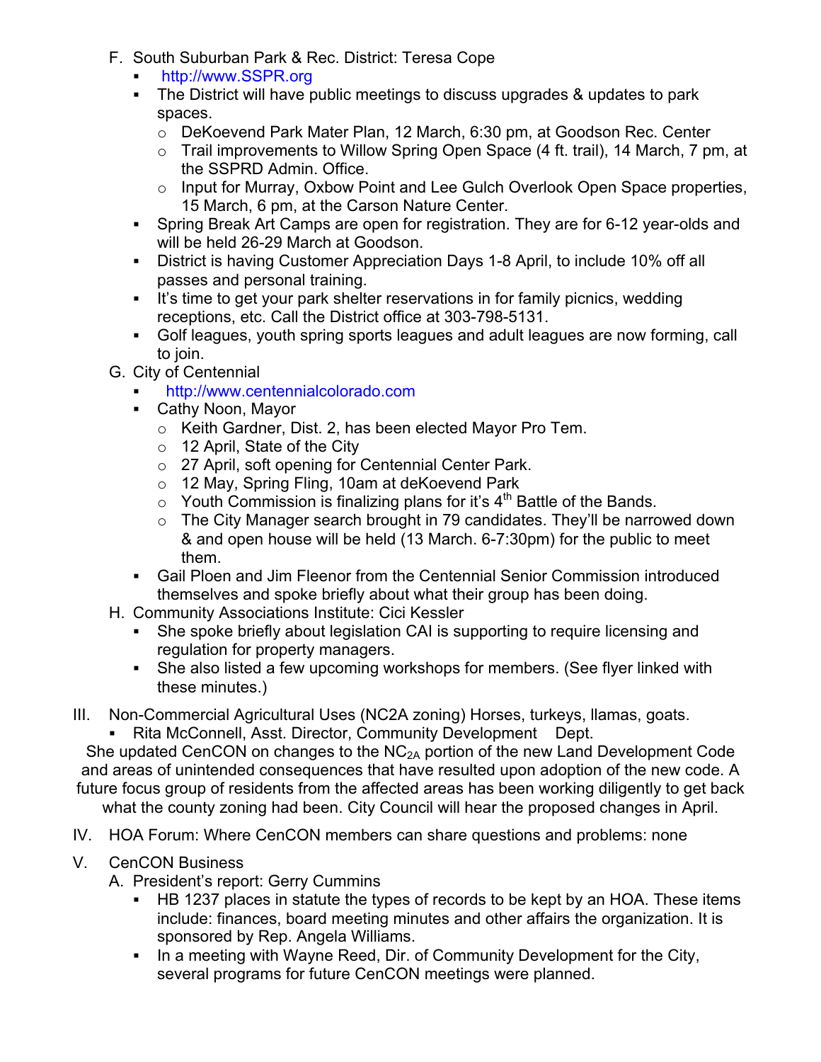F. South Suburban Park & Rec. District: Teresa Cope
   - http://www.SSPR.org
   - The District will have public meetings to discuss upgrades & updates to park spaces.
     - DeKoevend Park Mater Plan, 12 March, 6:30 pm, at Goodson Rec. Center
     - Trail improvements to Willow Spring Open Space (4 ft. trail), 14 March, 7 pm, at the SSPRD Admin. Office.
     - Input for Murray, Oxbow Point and Lee Gulch Overlook Open Space properties, 15 March, 6 pm, at the Carson Nature Center.
   - Spring Break Art Camps are open for registration. They are for 6-12 year-olds and will be held 26-29 March at Goodson.
   - District is having Customer Appreciation Days 1-8 April, to include 10% off all passes and personal training.
   - It's time to get your park shelter reservations in for family picnics, wedding receptions, etc. Call the District office at 303-798-5131.
   - Golf leagues, youth spring sports leagues and adult leagues are now forming, call to join.

G. City of Centennial
   - http://www.centennialcolorado.com
   - Cathy Noon, Mayor
     - Keith Gardner, Dist. 2, has been elected Mayor Pro Tem.
     - 12 April, State of the City
     - 27 April, soft opening for Centennial Center Park.
     - 12 May, Spring Fling, 10am at deKoevend Park
     - Youth Commission is finalizing plans for it's 4th Battle of the Bands.
     - The City Manager search brought in 79 candidates. They'll be narrowed down & and open house will be held (13 March. 6-7:30pm) for the public to meet them.
   - Gail Ploen and Jim Fleenor from the Centennial Senior Commission introduced themselves and spoke briefly about what their group has been doing.

H. Community Associations Institute: Cici Kessler
   - She spoke briefly about legislation CAI is supporting to require licensing and regulation for property managers.
   - She also listed a few upcoming workshops for members. (See flyer linked with these minutes.)

III. Non-Commercial Agricultural Uses (NC2A zoning) Horses, turkeys, llamas, goats.
   - Rita McConnell, Asst. Director, Community Development Dept.

She updated CenCON on changes to the $NC_{2A}$ portion of the new Land Development Code and areas of unintended consequences that have resulted upon adoption of the new code. A future focus group of residents from the affected areas has been working diligently to get back what the county zoning had been. City Council will hear the proposed changes in April.

IV. HOA Forum: Where CenCON members can share questions and problems: none

V. CenCON Business

A. President's report: Gerry Cummins
   - HB 1237 places in statute the types of records to be kept by an HOA. These items include: finances, board meeting minutes and other affairs the organization. It is sponsored by Rep. Angela Williams.
   - In a meeting with Wayne Reed, Dir. of Community Development for the City, several programs for future CenCON meetings were planned.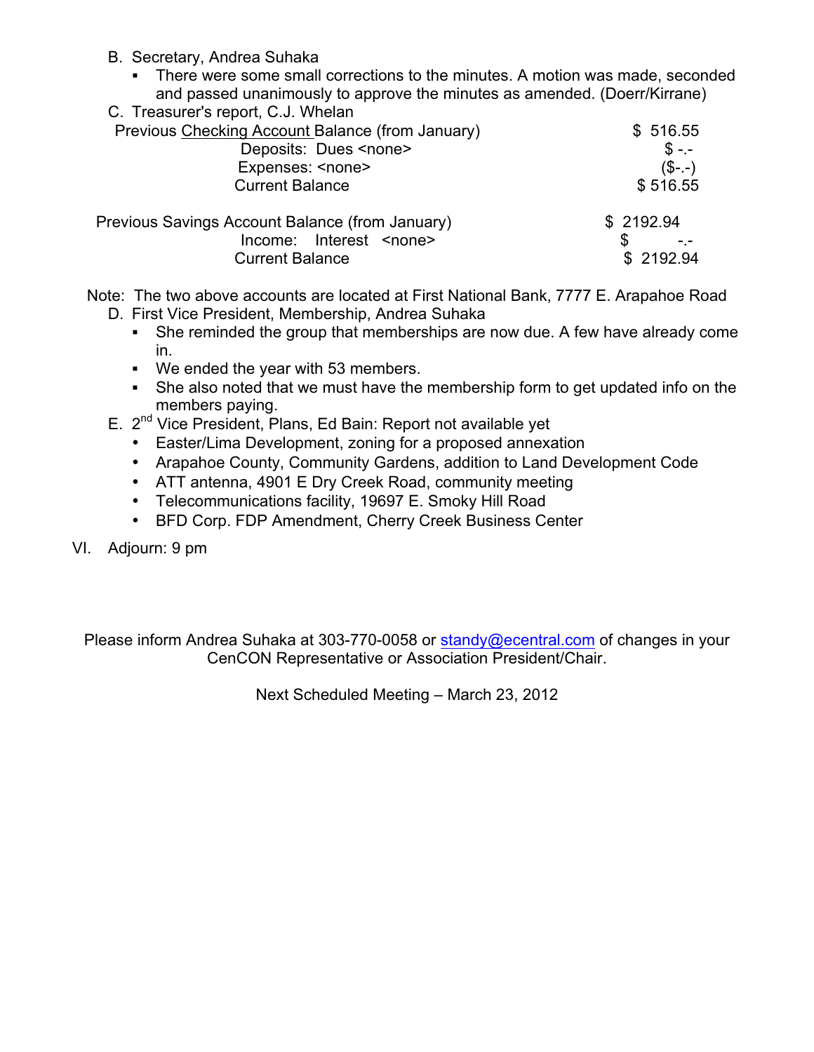B. Secretary, Andrea Suhaka
   - There were some small corrections to the minutes. A motion was made, seconded and passed unanimously to approve the minutes as amended. (Doerr/Kirrane)

C. Treasurer's report, C.J. Whelan

| | |
|---|---|
| Previous Checking Account Balance (from January) | $ 516.55 |
| Deposits: Dues <none> | $ -.- |
| Expenses: <none> | ($-.-) |
| Current Balance | $ 516.55 |
| | |
| Previous Savings Account Balance (from January) | $ 2192.94 |
| Income: Interest <none> | $ -.- |
| Current Balance | $ 2192.94 |

Note: The two above accounts are located at First National Bank, 7777 E. Arapahoe Road

D. First Vice President, Membership, Andrea Suhaka
   - She reminded the group that memberships are now due. A few have already come in.
   - We ended the year with 53 members.
   - She also noted that we must have the membership form to get updated info on the members paying.

E. 2nd Vice President, Plans, Ed Bain: Report not available yet
   - Easter/Lima Development, zoning for a proposed annexation
   - Arapahoe County, Community Gardens, addition to Land Development Code
   - ATT antenna, 4901 E Dry Creek Road, community meeting
   - Telecommunications facility, 19697 E. Smoky Hill Road
   - BFD Corp. FDP Amendment, Cherry Creek Business Center

VI. Adjourn: 9 pm

Please inform Andrea Suhaka at 303-770-0058 or standy@ecentral.com of changes in your CenCON Representative or Association President/Chair.

Next Scheduled Meeting – March 23, 2012